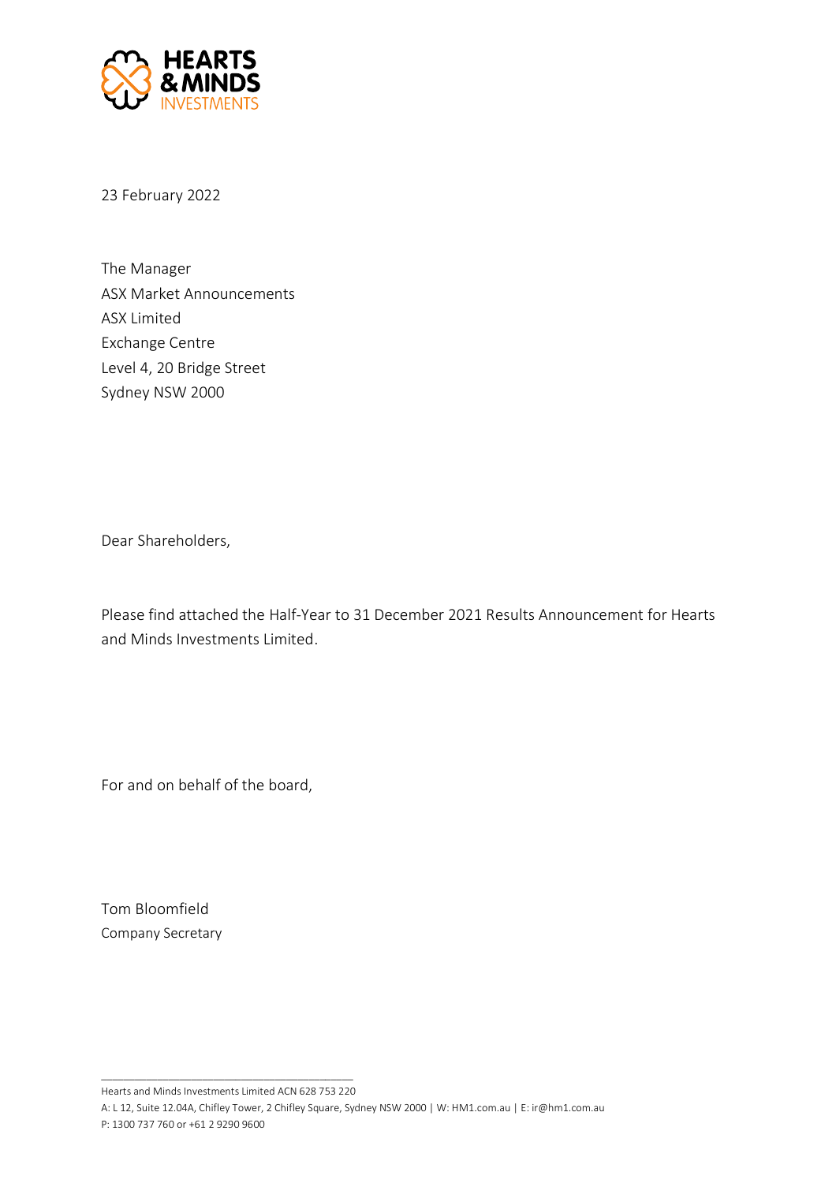23 February 2022

The Manager
ASX Market Announcements
ASX Limited
Exchange Centre
Level 4, 20 Bridge Street
Sydney NSW 2000

Dear Shareholders,

Please find attached the Half-Year to 31 December 2021 Results Announcement for Hearts and Minds Investments Limited.

For and on behalf of the board,

Tom Bloomfield
Company Secretary

Hearts and Minds Investments Limited ACN 628 753 220
A: L 12, Suite 12.04A, Chifley Tower, 2 Chifley Square, Sydney NSW 2000 | W: HM1.com.au | E: ir@hm1.com.au
P: 1300 737 760 or +61 2 9290 9600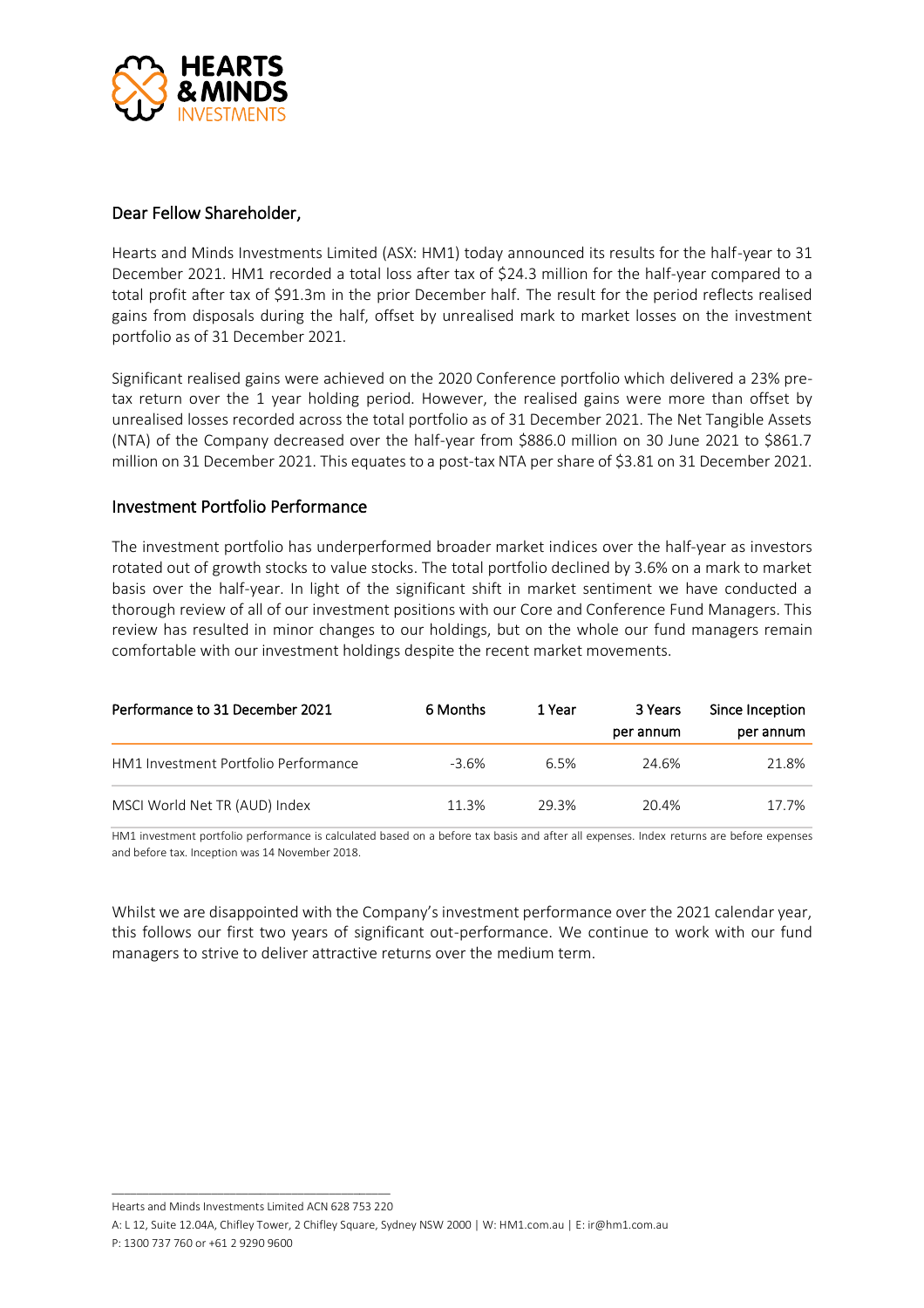Dear Fellow Shareholder,

Hearts and Minds Investments Limited (ASX: HM1) today announced its results for the half-year to 31 December 2021. HM1 recorded a total loss after tax of $24.3 million for the half-year compared to a total profit after tax of $91.3m in the prior December half. The result for the period reflects realised gains from disposals during the half, offset by unrealised mark to market losses on the investment portfolio as of 31 December 2021.

Significant realised gains were achieved on the 2020 Conference portfolio which delivered a 23% pre-tax return over the 1 year holding period. However, the realised gains were more than offset by unrealised losses recorded across the total portfolio as of 31 December 2021. The Net Tangible Assets (NTA) of the Company decreased over the half-year from $886.0 million on 30 June 2021 to $861.7 million on 31 December 2021. This equates to a post-tax NTA per share of $3.81 on 31 December 2021.

## Investment Portfolio Performance

The investment portfolio has underperformed broader market indices over the half-year as investors rotated out of growth stocks to value stocks. The total portfolio declined by 3.6% on a mark to market basis over the half-year. In light of the significant shift in market sentiment we have conducted a thorough review of all of our investment positions with our Core and Conference Fund Managers. This review has resulted in minor changes to our holdings, but on the whole our fund managers remain comfortable with our investment holdings despite the recent market movements.

| Performance to 31 December 2021 | 6 Months | 1 Year | 3 Years per annum | Since Inception per annum |
|---|---|---|---|---|
| HM1 Investment Portfolio Performance | -3.6% | 6.5% | 24.6% | 21.8% |
| MSCI World Net TR (AUD) Index | 11.3% | 29.3% | 20.4% | 17.7% |

HM1 investment portfolio performance is calculated based on a before tax basis and after all expenses. Index returns are before expenses and before tax. Inception was 14 November 2018.

Whilst we are disappointed with the Company's investment performance over the 2021 calendar year, this follows our first two years of significant out-performance. We continue to work with our fund managers to strive to deliver attractive returns over the medium term.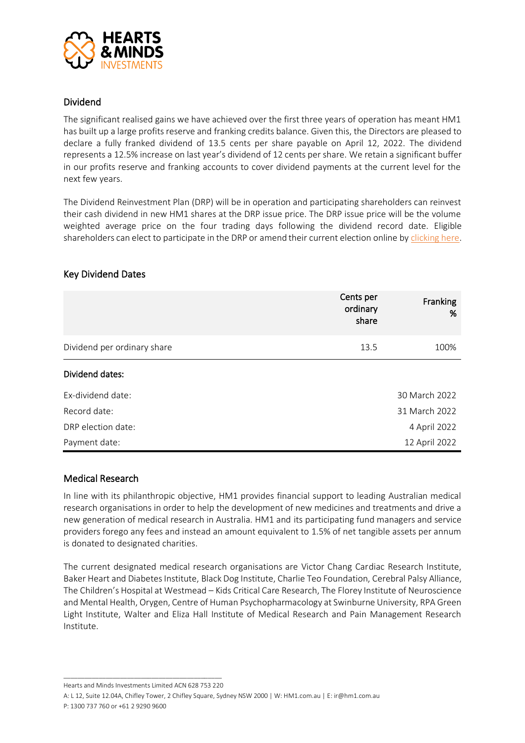## Dividend

The significant realised gains we have achieved over the first three years of operation has meant HM1 has built up a large profits reserve and franking credits balance. Given this, the Directors are pleased to declare a fully franked dividend of 13.5 cents per share payable on April 12, 2022. The dividend represents a 12.5% increase on last year's dividend of 12 cents per share. We retain a significant buffer in our profits reserve and franking accounts to cover dividend payments at the current level for the next few years.

The Dividend Reinvestment Plan (DRP) will be in operation and participating shareholders can reinvest their cash dividend in new HM1 shares at the DRP issue price. The DRP issue price will be the volume weighted average price on the four trading days following the dividend record date. Eligible shareholders can elect to participate in the DRP or amend their current election online by clicking here.

## Key Dividend Dates

| | Cents per ordinary share | Franking % |
|---|---|---|
| Dividend per ordinary share | 13.5 | 100% |
| **Dividend dates:** | | |
| Ex-dividend date: | | 30 March 2022 |
| Record date: | | 31 March 2022 |
| DRP election date: | | 4 April 2022 |
| Payment date: | | 12 April 2022 |

## Medical Research

In line with its philanthropic objective, HM1 provides financial support to leading Australian medical research organisations in order to help the development of new medicines and treatments and drive a new generation of medical research in Australia. HM1 and its participating fund managers and service providers forego any fees and instead an amount equivalent to 1.5% of net tangible assets per annum is donated to designated charities.

The current designated medical research organisations are Victor Chang Cardiac Research Institute, Baker Heart and Diabetes Institute, Black Dog Institute, Charlie Teo Foundation, Cerebral Palsy Alliance, The Children's Hospital at Westmead – Kids Critical Care Research, The Florey Institute of Neuroscience and Mental Health, Orygen, Centre of Human Psychopharmacology at Swinburne University, RPA Green Light Institute, Walter and Eliza Hall Institute of Medical Research and Pain Management Research Institute.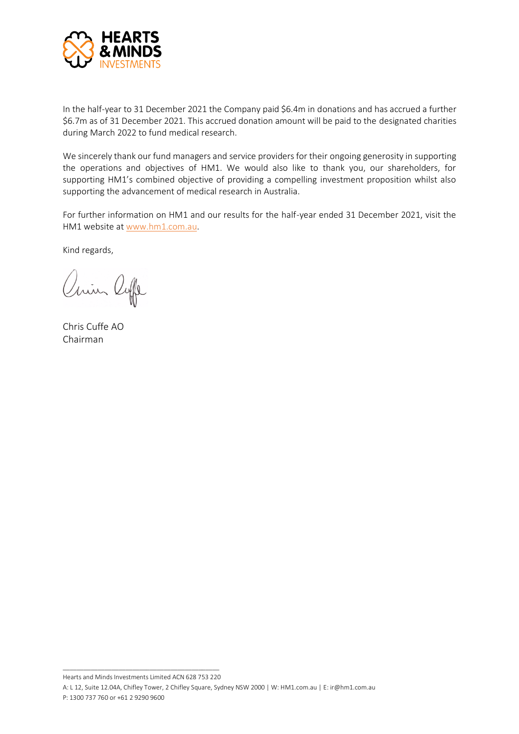In the half-year to 31 December 2021 the Company paid $6.4m in donations and has accrued a further $6.7m as of 31 December 2021. This accrued donation amount will be paid to the designated charities during March 2022 to fund medical research.

We sincerely thank our fund managers and service providers for their ongoing generosity in supporting the operations and objectives of HM1. We would also like to thank you, our shareholders, for supporting HM1's combined objective of providing a compelling investment proposition whilst also supporting the advancement of medical research in Australia.

For further information on HM1 and our results for the half-year ended 31 December 2021, visit the HM1 website at www.hm1.com.au.

Kind regards,

Chris Cuffe AO
Chairman

Hearts and Minds Investments Limited ACN 628 753 220

A: L 12, Suite 12.04A, Chifley Tower, 2 Chifley Square, Sydney NSW 2000 | W: HM1.com.au | E: ir@hm1.com.au

P: 1300 737 760 or +61 2 9290 9600